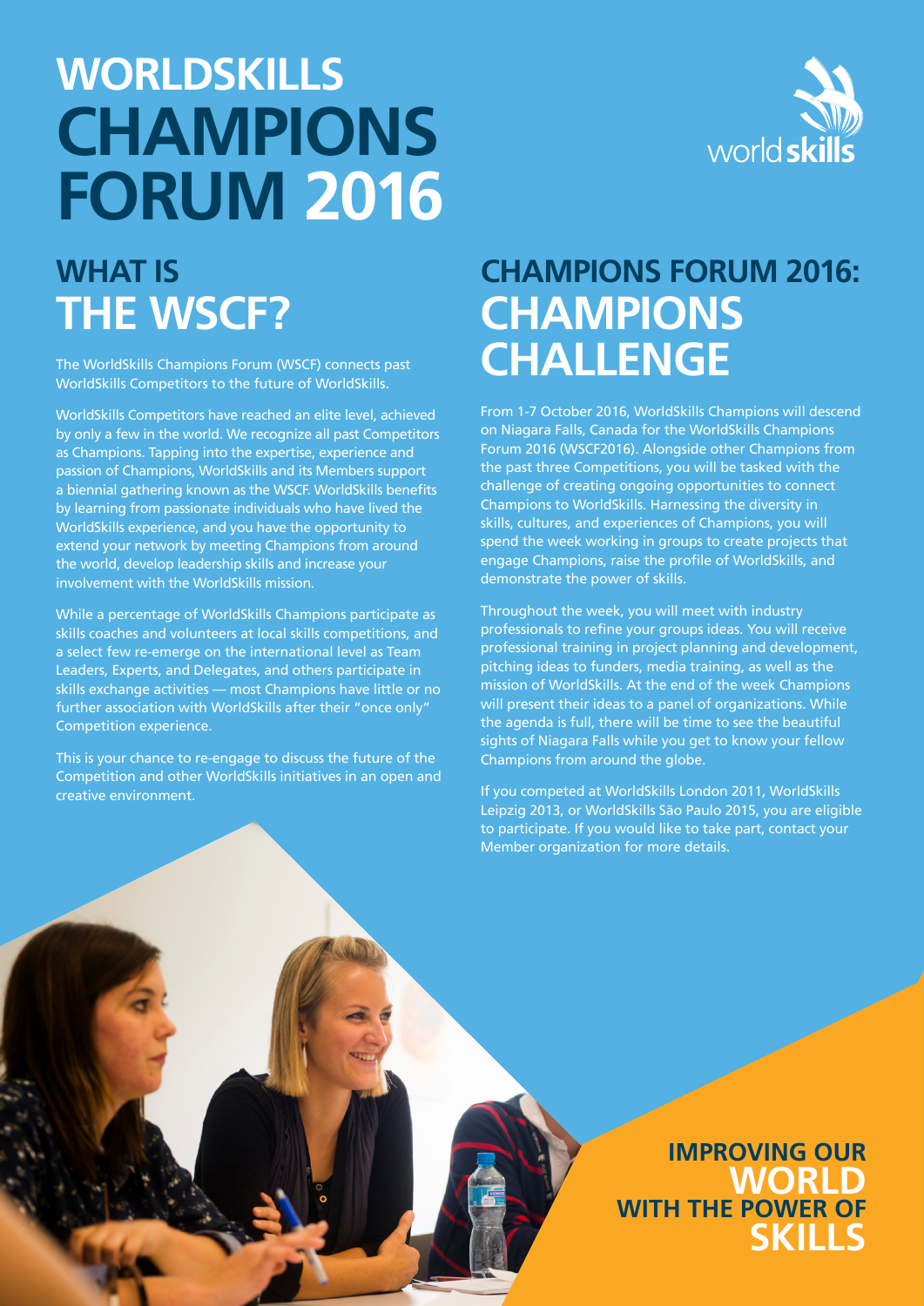# WORLDSKILLS CHAMPIONS FORUM 2016

## WHAT IS THE WSCF?

The WorldSkills Champions Forum (WSCF) connects past WorldSkills Competitors to the future of WorldSkills.

WorldSkills Competitors have reached an elite level, achieved by only a few in the world. We recognize all past Competitors as Champions. Tapping into the expertise, experience and passion of Champions, WorldSkills and its Members support a biennial gathering known as the WSCF. WorldSkills benefits by learning from passionate individuals who have lived the WorldSkills experience, and you have the opportunity to extend your network by meeting Champions from around the world, develop leadership skills and increase your involvement with the WorldSkills mission.

While a percentage of WorldSkills Champions participate as skills coaches and volunteers at local skills competitions, and a select few re-emerge on the international level as Team Leaders, Experts, and Delegates, and others participate in skills exchange activities — most Champions have little or no further association with WorldSkills after their "once only" Competition experience.

This is your chance to re-engage to discuss the future of the Competition and other WorldSkills initiatives in an open and creative environment.

## CHAMPIONS FORUM 2016: CHAMPIONS CHALLENGE

From 1-7 October 2016, WorldSkills Champions will descend on Niagara Falls, Canada for the WorldSkills Champions Forum 2016 (WSCF2016). Alongside other Champions from the past three Competitions, you will be tasked with the challenge of creating ongoing opportunities to connect Champions to WorldSkills. Harnessing the diversity in skills, cultures, and experiences of Champions, you will spend the week working in groups to create projects that engage Champions, raise the profile of WorldSkills, and demonstrate the power of skills.

Throughout the week, you will meet with industry professionals to refine your groups ideas. You will receive professional training in project planning and development, pitching ideas to funders, media training, as well as the mission of WorldSkills. At the end of the week Champions will present their ideas to a panel of organizations. While the agenda is full, there will be time to see the beautiful sights of Niagara Falls while you get to know your fellow Champions from around the globe.

If you competed at WorldSkills London 2011, WorldSkills Leipzig 2013, or WorldSkills São Paulo 2015, you are eligible to participate. If you would like to take part, contact your Member organization for more details.

**IMPROVING OUR WORLD WITH THE POWER OF SKILLS**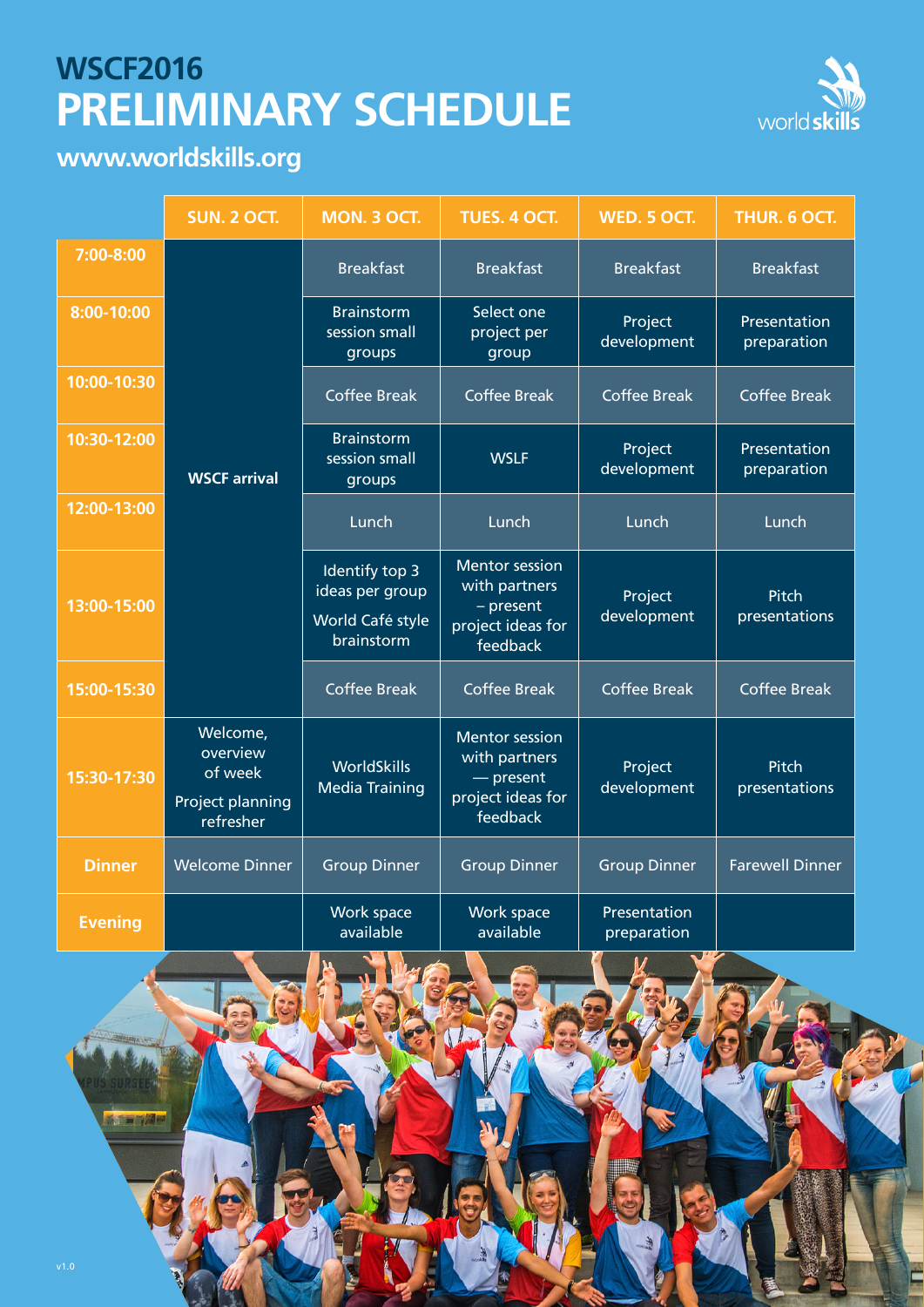# WSCF2016
# PRELIMINARY SCHEDULE

**www.worldskills.org**

| | SUN. 2 OCT. | MON. 3 OCT. | TUES. 4 OCT. | WED. 5 OCT. | THUR. 6 OCT. |
|---|---|---|---|---|---|
| 7:00-8:00 | WSCF arrival | Breakfast | Breakfast | Breakfast | Breakfast |
| 8:00-10:00 | | Brainstorm session small groups | Select one project per group | Project development | Presentation preparation |
| 10:00-10:30 | | Coffee Break | Coffee Break | Coffee Break | Coffee Break |
| 10:30-12:00 | | Brainstorm session small groups | WSLF | Project development | Presentation preparation |
| 12:00-13:00 | | Lunch | Lunch | Lunch | Lunch |
| 13:00-15:00 | | Identify top 3 ideas per group World Café style brainstorm | Mentor session with partners – present project ideas for feedback | Project development | Pitch presentations |
| 15:00-15:30 | | Coffee Break | Coffee Break | Coffee Break | Coffee Break |
| 15:30-17:30 | Welcome, overview of week Project planning refresher | WorldSkills Media Training | Mentor session with partners — present project ideas for feedback | Project development | Pitch presentations |
| Dinner | Welcome Dinner | Group Dinner | Group Dinner | Group Dinner | Farewell Dinner |
| Evening | | Work space available | Work space available | Presentation preparation | |

v1.0